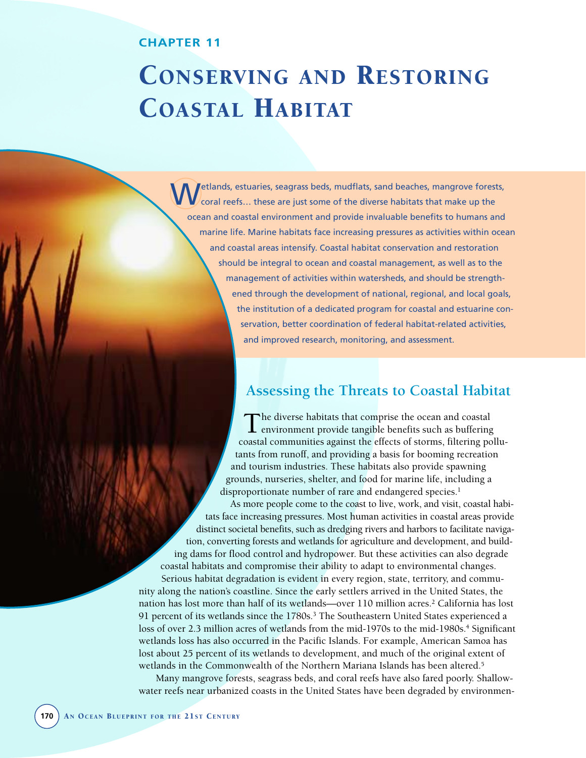CHAPTER 11

# Conserving and Restoring Coastal Habitat

Wetlands, estuaries, seagrass beds, mudflats, sand beaches, mangrove forests, coral reefs… these are just some of the diverse habitats that make up the ocean and coastal environment and provide invaluable benefits to humans and marine life. Marine habitats face increasing pressures as activities within ocean and coastal areas intensify. Coastal habitat conservation and restoration should be integral to ocean and coastal management, as well as to the management of activities within watersheds, and should be strengthened through the development of national, regional, and local goals, the institution of a dedicated program for coastal and estuarine conservation, better coordination of federal habitat-related activities, and improved research, monitoring, and assessment.

## Assessing the Threats to Coastal Habitat

The diverse habitats that comprise the ocean and coastal environment provide tangible benefits such as buffering coastal communities against the effects of storms, filtering pollutants from runoff, and providing a basis for booming recreation and tourism industries. These habitats also provide spawning grounds, nurseries, shelter, and food for marine life, including a disproportionate number of rare and endangered species.[1]

As more people come to the coast to live, work, and visit, coastal habitats face increasing pressures. Most human activities in coastal areas provide distinct societal benefits, such as dredging rivers and harbors to facilitate navigation, converting forests and wetlands for agriculture and development, and building dams for flood control and hydropower. But these activities can also degrade coastal habitats and compromise their ability to adapt to environmental changes.

Serious habitat degradation is evident in every region, state, territory, and community along the nation's coastline. Since the early settlers arrived in the United States, the nation has lost more than half of its wetlands—over 110 million acres.[2] California has lost 91 percent of its wetlands since the 1780s.[3] The Southeastern United States experienced a loss of over 2.3 million acres of wetlands from the mid-1970s to the mid-1980s.[4] Significant wetlands loss has also occurred in the Pacific Islands. For example, American Samoa has lost about 25 percent of its wetlands to development, and much of the original extent of wetlands in the Commonwealth of the Northern Mariana Islands has been altered.[5]

Many mangrove forests, seagrass beds, and coral reefs have also fared poorly. Shallow-water reefs near urbanized coasts in the United States have been degraded by environmen-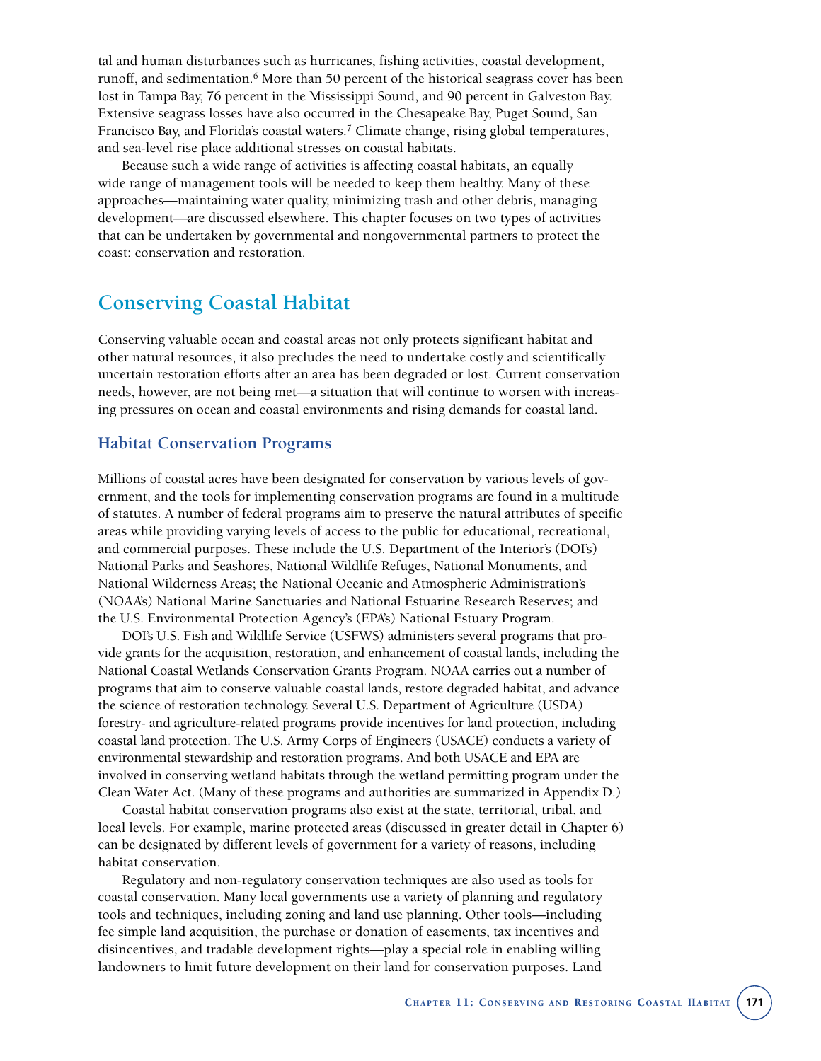tal and human disturbances such as hurricanes, fishing activities, coastal development, runoff, and sedimentation.[6] More than 50 percent of the historical seagrass cover has been lost in Tampa Bay, 76 percent in the Mississippi Sound, and 90 percent in Galveston Bay. Extensive seagrass losses have also occurred in the Chesapeake Bay, Puget Sound, San Francisco Bay, and Florida's coastal waters.[7] Climate change, rising global temperatures, and sea-level rise place additional stresses on coastal habitats.

Because such a wide range of activities is affecting coastal habitats, an equally wide range of management tools will be needed to keep them healthy. Many of these approaches—maintaining water quality, minimizing trash and other debris, managing development—are discussed elsewhere. This chapter focuses on two types of activities that can be undertaken by governmental and nongovernmental partners to protect the coast: conservation and restoration.

## Conserving Coastal Habitat

Conserving valuable ocean and coastal areas not only protects significant habitat and other natural resources, it also precludes the need to undertake costly and scientifically uncertain restoration efforts after an area has been degraded or lost. Current conservation needs, however, are not being met—a situation that will continue to worsen with increasing pressures on ocean and coastal environments and rising demands for coastal land.

### Habitat Conservation Programs

Millions of coastal acres have been designated for conservation by various levels of government, and the tools for implementing conservation programs are found in a multitude of statutes. A number of federal programs aim to preserve the natural attributes of specific areas while providing varying levels of access to the public for educational, recreational, and commercial purposes. These include the U.S. Department of the Interior's (DOI's) National Parks and Seashores, National Wildlife Refuges, National Monuments, and National Wilderness Areas; the National Oceanic and Atmospheric Administration's (NOAA's) National Marine Sanctuaries and National Estuarine Research Reserves; and the U.S. Environmental Protection Agency's (EPA's) National Estuary Program.

DOI's U.S. Fish and Wildlife Service (USFWS) administers several programs that provide grants for the acquisition, restoration, and enhancement of coastal lands, including the National Coastal Wetlands Conservation Grants Program. NOAA carries out a number of programs that aim to conserve valuable coastal lands, restore degraded habitat, and advance the science of restoration technology. Several U.S. Department of Agriculture (USDA) forestry- and agriculture-related programs provide incentives for land protection, including coastal land protection. The U.S. Army Corps of Engineers (USACE) conducts a variety of environmental stewardship and restoration programs. And both USACE and EPA are involved in conserving wetland habitats through the wetland permitting program under the Clean Water Act. (Many of these programs and authorities are summarized in Appendix D.)

Coastal habitat conservation programs also exist at the state, territorial, tribal, and local levels. For example, marine protected areas (discussed in greater detail in Chapter 6) can be designated by different levels of government for a variety of reasons, including habitat conservation.

Regulatory and non-regulatory conservation techniques are also used as tools for coastal conservation. Many local governments use a variety of planning and regulatory tools and techniques, including zoning and land use planning. Other tools—including fee simple land acquisition, the purchase or donation of easements, tax incentives and disincentives, and tradable development rights—play a special role in enabling willing landowners to limit future development on their land for conservation purposes. Land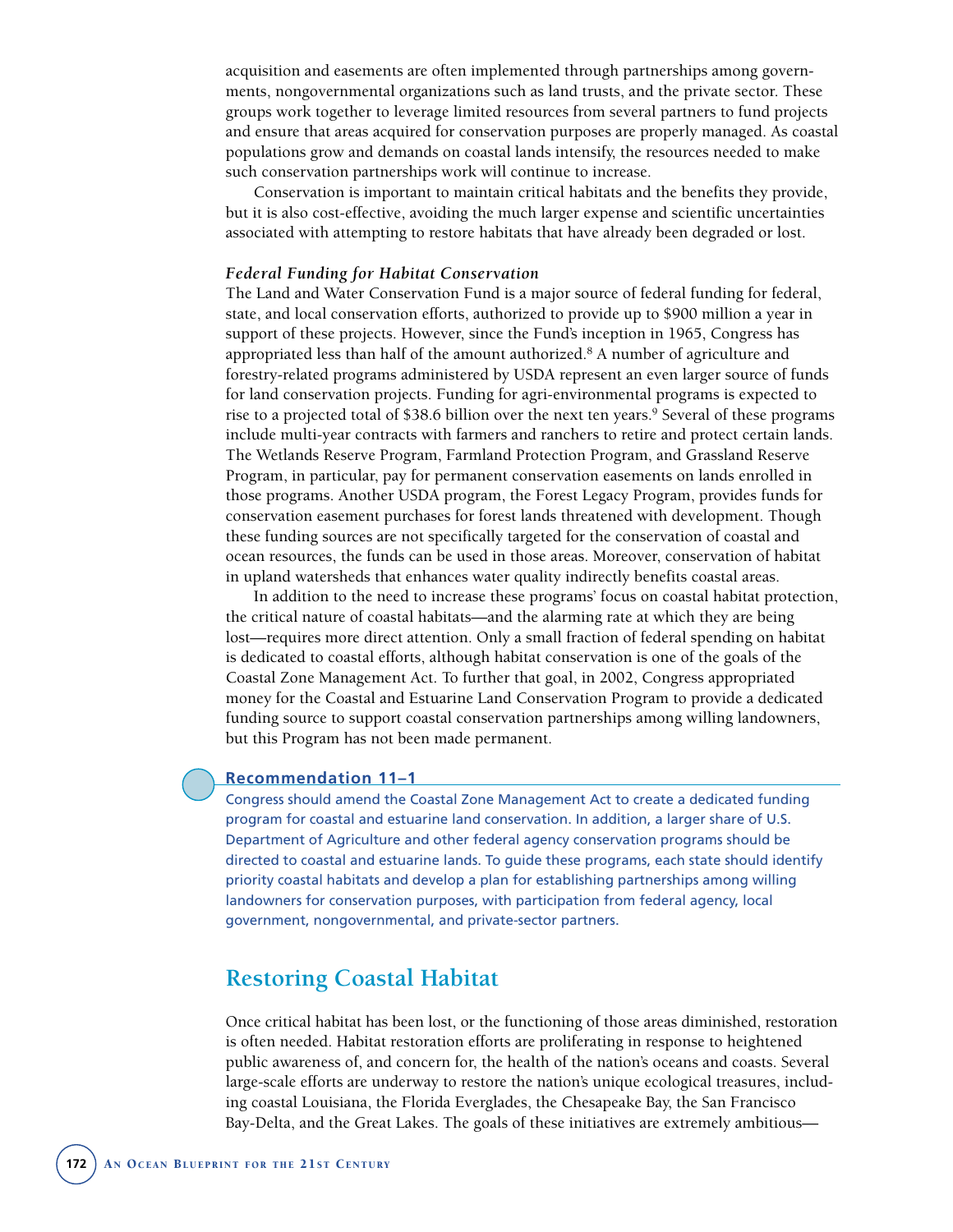acquisition and easements are often implemented through partnerships among governments, nongovernmental organizations such as land trusts, and the private sector. These groups work together to leverage limited resources from several partners to fund projects and ensure that areas acquired for conservation purposes are properly managed. As coastal populations grow and demands on coastal lands intensify, the resources needed to make such conservation partnerships work will continue to increase.

Conservation is important to maintain critical habitats and the benefits they provide, but it is also cost-effective, avoiding the much larger expense and scientific uncertainties associated with attempting to restore habitats that have already been degraded or lost.

### *Federal Funding for Habitat Conservation*

The Land and Water Conservation Fund is a major source of federal funding for federal, state, and local conservation efforts, authorized to provide up to $900 million a year in support of these projects. However, since the Fund's inception in 1965, Congress has appropriated less than half of the amount authorized.[8] A number of agriculture and forestry-related programs administered by USDA represent an even larger source of funds for land conservation projects. Funding for agri-environmental programs is expected to rise to a projected total of $38.6 billion over the next ten years.[9] Several of these programs include multi-year contracts with farmers and ranchers to retire and protect certain lands. The Wetlands Reserve Program, Farmland Protection Program, and Grassland Reserve Program, in particular, pay for permanent conservation easements on lands enrolled in those programs. Another USDA program, the Forest Legacy Program, provides funds for conservation easement purchases for forest lands threatened with development. Though these funding sources are not specifically targeted for the conservation of coastal and ocean resources, the funds can be used in those areas. Moreover, conservation of habitat in upland watersheds that enhances water quality indirectly benefits coastal areas.

In addition to the need to increase these programs' focus on coastal habitat protection, the critical nature of coastal habitats—and the alarming rate at which they are being lost—requires more direct attention. Only a small fraction of federal spending on habitat is dedicated to coastal efforts, although habitat conservation is one of the goals of the Coastal Zone Management Act. To further that goal, in 2002, Congress appropriated money for the Coastal and Estuarine Land Conservation Program to provide a dedicated funding source to support coastal conservation partnerships among willing landowners, but this Program has not been made permanent.

**Recommendation 11–1**

Congress should amend the Coastal Zone Management Act to create a dedicated funding program for coastal and estuarine land conservation. In addition, a larger share of U.S. Department of Agriculture and other federal agency conservation programs should be directed to coastal and estuarine lands. To guide these programs, each state should identify priority coastal habitats and develop a plan for establishing partnerships among willing landowners for conservation purposes, with participation from federal agency, local government, nongovernmental, and private-sector partners.

## Restoring Coastal Habitat

Once critical habitat has been lost, or the functioning of those areas diminished, restoration is often needed. Habitat restoration efforts are proliferating in response to heightened public awareness of, and concern for, the health of the nation's oceans and coasts. Several large-scale efforts are underway to restore the nation's unique ecological treasures, including coastal Louisiana, the Florida Everglades, the Chesapeake Bay, the San Francisco Bay-Delta, and the Great Lakes. The goals of these initiatives are extremely ambitious—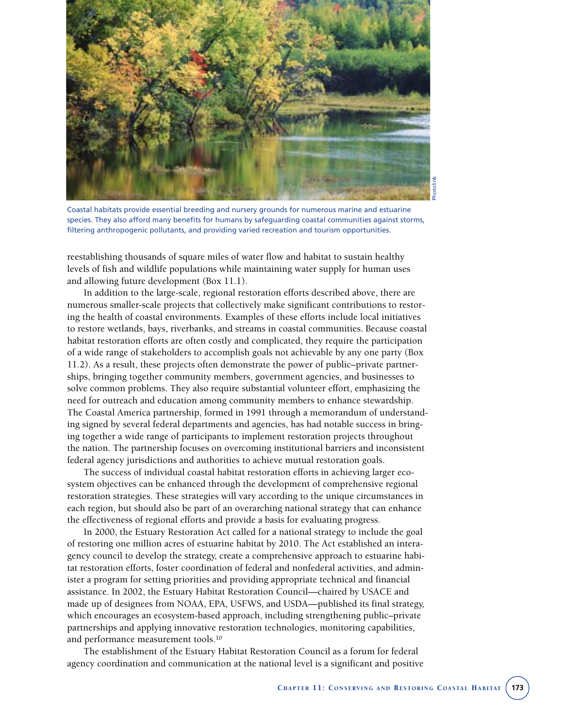Coastal habitats provide essential breeding and nursery grounds for numerous marine and estuarine species. They also afford many benefits for humans by safeguarding coastal communities against storms, filtering anthropogenic pollutants, and providing varied recreation and tourism opportunities.

reestablishing thousands of square miles of water flow and habitat to sustain healthy levels of fish and wildlife populations while maintaining water supply for human uses and allowing future development (Box 11.1).

In addition to the large-scale, regional restoration efforts described above, there are numerous smaller-scale projects that collectively make significant contributions to restoring the health of coastal environments. Examples of these efforts include local initiatives to restore wetlands, bays, riverbanks, and streams in coastal communities. Because coastal habitat restoration efforts are often costly and complicated, they require the participation of a wide range of stakeholders to accomplish goals not achievable by any one party (Box 11.2). As a result, these projects often demonstrate the power of public–private partnerships, bringing together community members, government agencies, and businesses to solve common problems. They also require substantial volunteer effort, emphasizing the need for outreach and education among community members to enhance stewardship. The Coastal America partnership, formed in 1991 through a memorandum of understanding signed by several federal departments and agencies, has had notable success in bringing together a wide range of participants to implement restoration projects throughout the nation. The partnership focuses on overcoming institutional barriers and inconsistent federal agency jurisdictions and authorities to achieve mutual restoration goals.

The success of individual coastal habitat restoration efforts in achieving larger ecosystem objectives can be enhanced through the development of comprehensive regional restoration strategies. These strategies will vary according to the unique circumstances in each region, but should also be part of an overarching national strategy that can enhance the effectiveness of regional efforts and provide a basis for evaluating progress.

In 2000, the Estuary Restoration Act called for a national strategy to include the goal of restoring one million acres of estuarine habitat by 2010. The Act established an interagency council to develop the strategy, create a comprehensive approach to estuarine habitat restoration efforts, foster coordination of federal and nonfederal activities, and administer a program for setting priorities and providing appropriate technical and financial assistance. In 2002, the Estuary Habitat Restoration Council—chaired by USACE and made up of designees from NOAA, EPA, USFWS, and USDA—published its final strategy, which encourages an ecosystem-based approach, including strengthening public–private partnerships and applying innovative restoration technologies, monitoring capabilities, and performance measurement tools.[10]

The establishment of the Estuary Habitat Restoration Council as a forum for federal agency coordination and communication at the national level is a significant and positive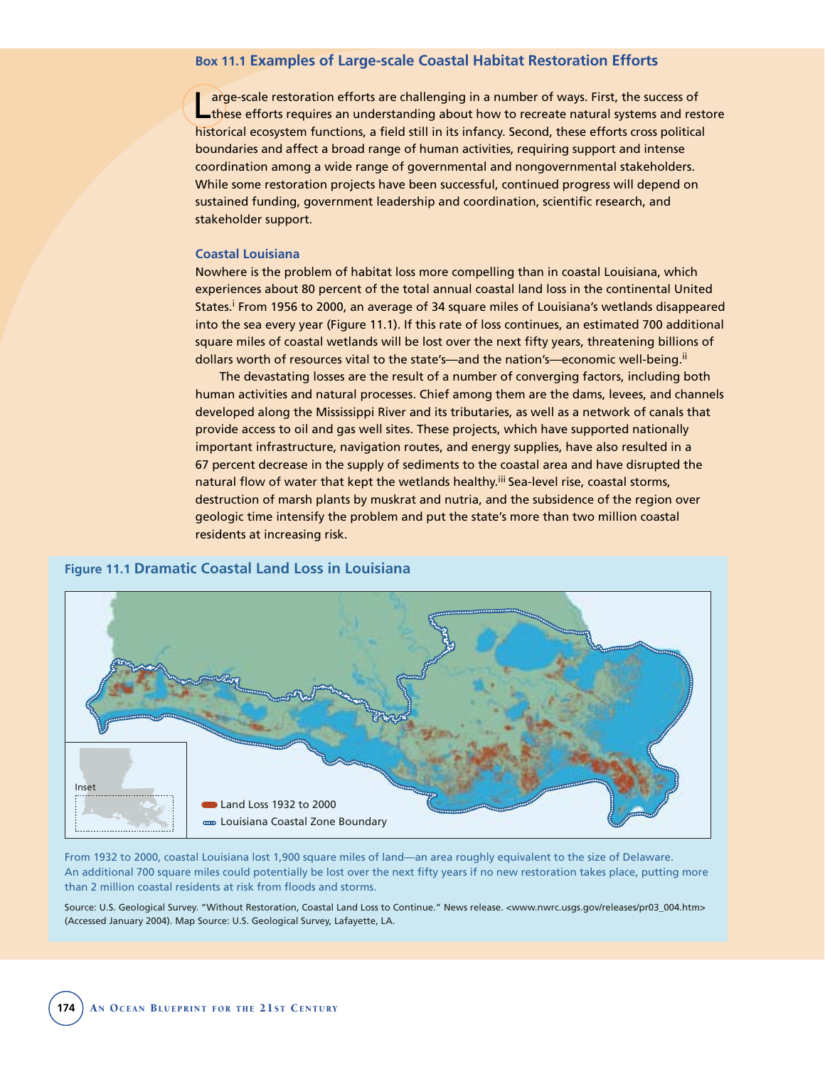## Box 11.1 Examples of Large-scale Coastal Habitat Restoration Efforts

Large-scale restoration efforts are challenging in a number of ways. First, the success of these efforts requires an understanding about how to recreate natural systems and restore historical ecosystem functions, a field still in its infancy. Second, these efforts cross political boundaries and affect a broad range of human activities, requiring support and intense coordination among a wide range of governmental and nongovernmental stakeholders. While some restoration projects have been successful, continued progress will depend on sustained funding, government leadership and coordination, scientific research, and stakeholder support.

### Coastal Louisiana

Nowhere is the problem of habitat loss more compelling than in coastal Louisiana, which experiences about 80 percent of the total annual coastal land loss in the continental United States.[i] From 1956 to 2000, an average of 34 square miles of Louisiana's wetlands disappeared into the sea every year (Figure 11.1). If this rate of loss continues, an estimated 700 additional square miles of coastal wetlands will be lost over the next fifty years, threatening billions of dollars worth of resources vital to the state's—and the nation's—economic well-being.[ii]

The devastating losses are the result of a number of converging factors, including both human activities and natural processes. Chief among them are the dams, levees, and channels developed along the Mississippi River and its tributaries, as well as a network of canals that provide access to oil and gas well sites. These projects, which have supported nationally important infrastructure, navigation routes, and energy supplies, have also resulted in a 67 percent decrease in the supply of sediments to the coastal area and have disrupted the natural flow of water that kept the wetlands healthy.[iii] Sea-level rise, coastal storms, destruction of marsh plants by muskrat and nutria, and the subsidence of the region over geologic time intensify the problem and put the state's more than two million coastal residents at increasing risk.

**Figure 11.1 Dramatic Coastal Land Loss in Louisiana**

Inset

Land Loss 1932 to 2000

Louisiana Coastal Zone Boundary

From 1932 to 2000, coastal Louisiana lost 1,900 square miles of land—an area roughly equivalent to the size of Delaware. An additional 700 square miles could potentially be lost over the next fifty years if no new restoration takes place, putting more than 2 million coastal residents at risk from floods and storms.

Source: U.S. Geological Survey. "Without Restoration, Coastal Land Loss to Continue." News release. <www.nwrc.usgs.gov/releases/pr03_004.htm> (Accessed January 2004). Map Source: U.S. Geological Survey, Lafayette, LA.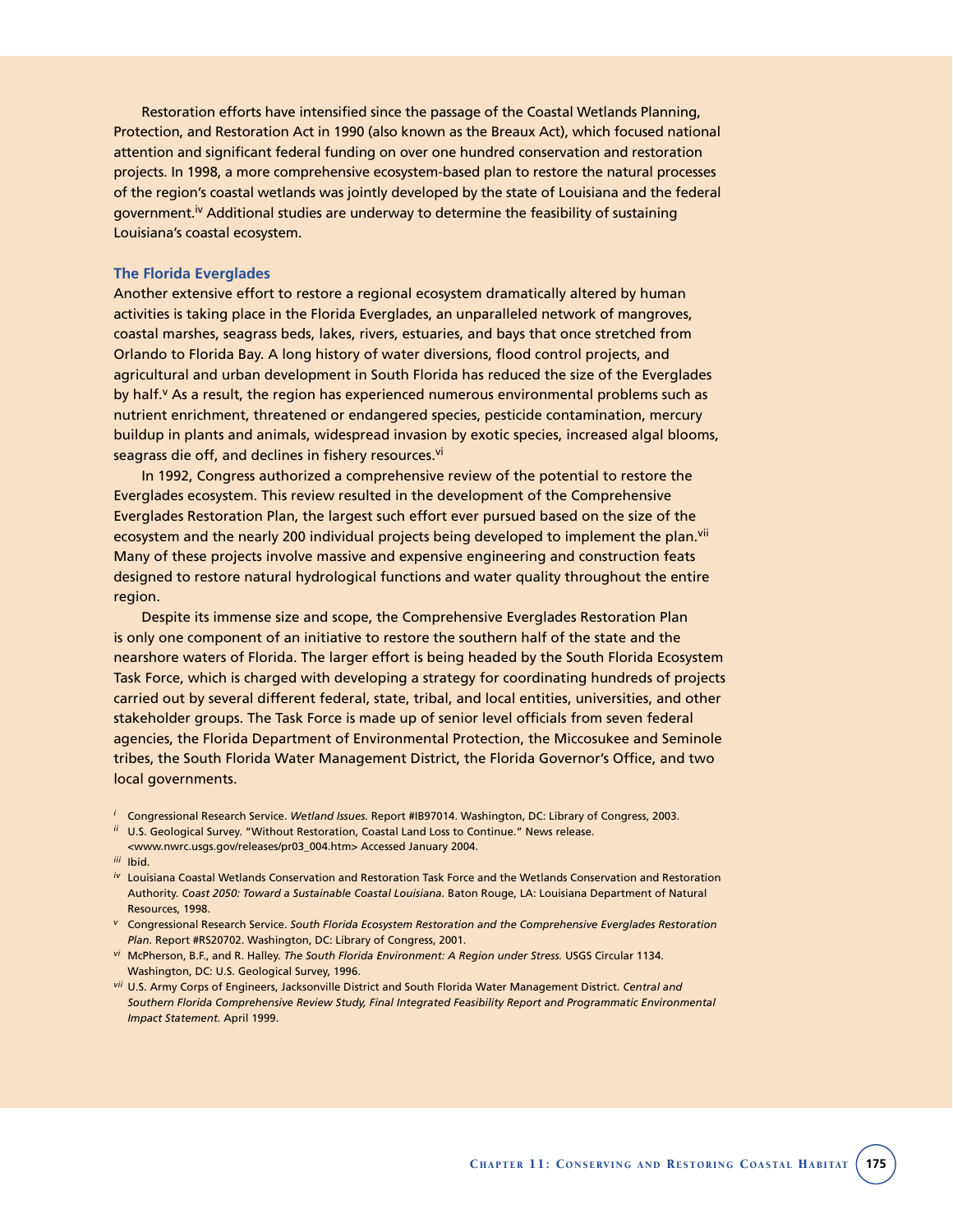Restoration efforts have intensified since the passage of the Coastal Wetlands Planning, Protection, and Restoration Act in 1990 (also known as the Breaux Act), which focused national attention and significant federal funding on over one hundred conservation and restoration projects. In 1998, a more comprehensive ecosystem-based plan to restore the natural processes of the region's coastal wetlands was jointly developed by the state of Louisiana and the federal government.[iv] Additional studies are underway to determine the feasibility of sustaining Louisiana's coastal ecosystem.

### The Florida Everglades

Another extensive effort to restore a regional ecosystem dramatically altered by human activities is taking place in the Florida Everglades, an unparalleled network of mangroves, coastal marshes, seagrass beds, lakes, rivers, estuaries, and bays that once stretched from Orlando to Florida Bay. A long history of water diversions, flood control projects, and agricultural and urban development in South Florida has reduced the size of the Everglades by half.[v] As a result, the region has experienced numerous environmental problems such as nutrient enrichment, threatened or endangered species, pesticide contamination, mercury buildup in plants and animals, widespread invasion by exotic species, increased algal blooms, seagrass die off, and declines in fishery resources.[vi]

In 1992, Congress authorized a comprehensive review of the potential to restore the Everglades ecosystem. This review resulted in the development of the Comprehensive Everglades Restoration Plan, the largest such effort ever pursued based on the size of the ecosystem and the nearly 200 individual projects being developed to implement the plan.[vii] Many of these projects involve massive and expensive engineering and construction feats designed to restore natural hydrological functions and water quality throughout the entire region.

Despite its immense size and scope, the Comprehensive Everglades Restoration Plan is only one component of an initiative to restore the southern half of the state and the nearshore waters of Florida. The larger effort is being headed by the South Florida Ecosystem Task Force, which is charged with developing a strategy for coordinating hundreds of projects carried out by several different federal, state, tribal, and local entities, universities, and other stakeholder groups. The Task Force is made up of senior level officials from seven federal agencies, the Florida Department of Environmental Protection, the Miccosukee and Seminole tribes, the South Florida Water Management District, the Florida Governor's Office, and two local governments.

[i] Congressional Research Service. *Wetland Issues.* Report #IB97014. Washington, DC: Library of Congress, 2003.

[ii] U.S. Geological Survey. "Without Restoration, Coastal Land Loss to Continue." News release. <www.nwrc.usgs.gov/releases/pr03_004.htm> Accessed January 2004.

[iii] Ibid.

[iv] Louisiana Coastal Wetlands Conservation and Restoration Task Force and the Wetlands Conservation and Restoration Authority. *Coast 2050: Toward a Sustainable Coastal Louisiana.* Baton Rouge, LA: Louisiana Department of Natural Resources, 1998.

[v] Congressional Research Service. *South Florida Ecosystem Restoration and the Comprehensive Everglades Restoration Plan.* Report #RS20702. Washington, DC: Library of Congress, 2001.

[vi] McPherson, B.F., and R. Halley. *The South Florida Environment: A Region under Stress.* USGS Circular 1134. Washington, DC: U.S. Geological Survey, 1996.

[vii] U.S. Army Corps of Engineers, Jacksonville District and South Florida Water Management District. *Central and Southern Florida Comprehensive Review Study, Final Integrated Feasibility Report and Programmatic Environmental Impact Statement.* April 1999.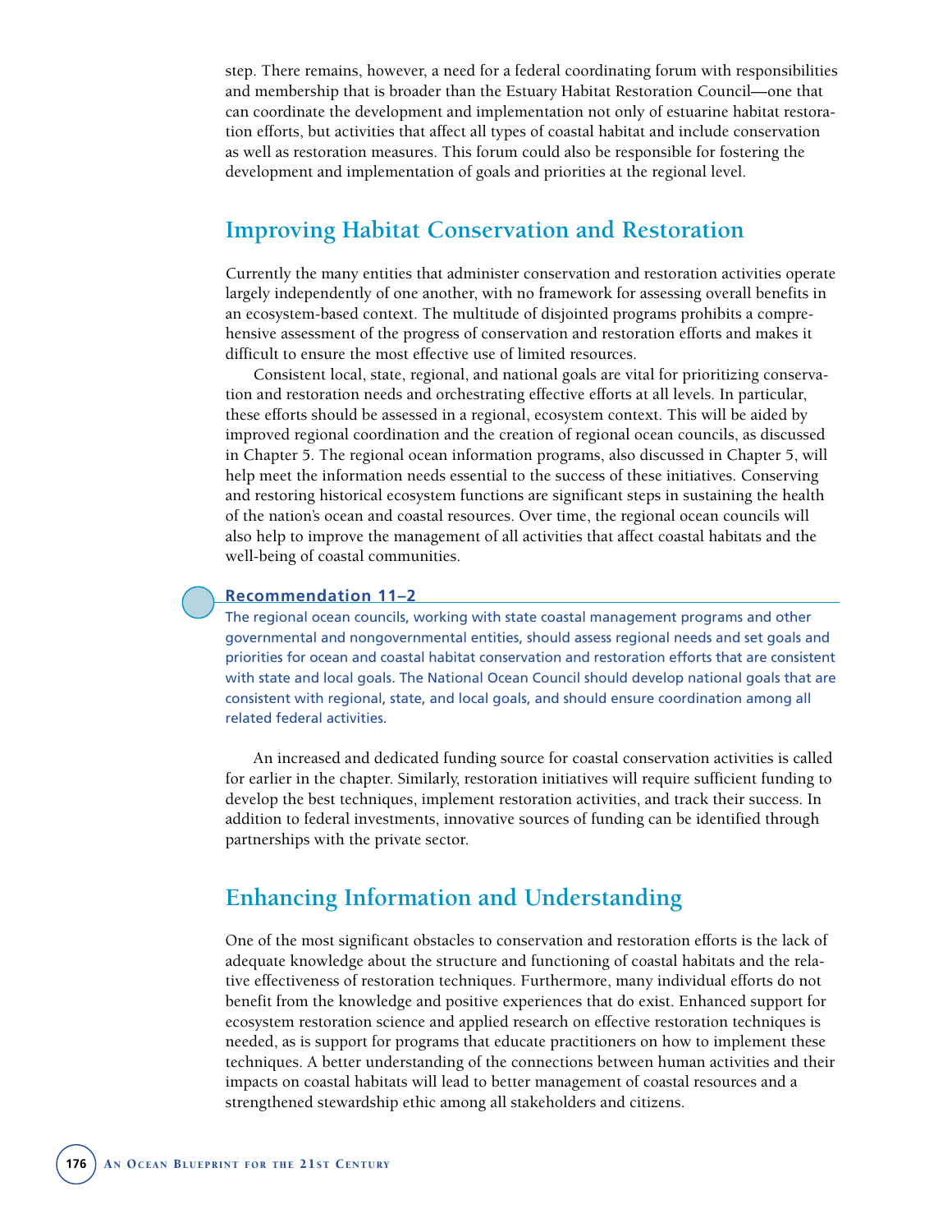step. There remains, however, a need for a federal coordinating forum with responsibilities and membership that is broader than the Estuary Habitat Restoration Council—one that can coordinate the development and implementation not only of estuarine habitat restoration efforts, but activities that affect all types of coastal habitat and include conservation as well as restoration measures. This forum could also be responsible for fostering the development and implementation of goals and priorities at the regional level.

## Improving Habitat Conservation and Restoration

Currently the many entities that administer conservation and restoration activities operate largely independently of one another, with no framework for assessing overall benefits in an ecosystem-based context. The multitude of disjointed programs prohibits a comprehensive assessment of the progress of conservation and restoration efforts and makes it difficult to ensure the most effective use of limited resources.

Consistent local, state, regional, and national goals are vital for prioritizing conservation and restoration needs and orchestrating effective efforts at all levels. In particular, these efforts should be assessed in a regional, ecosystem context. This will be aided by improved regional coordination and the creation of regional ocean councils, as discussed in Chapter 5. The regional ocean information programs, also discussed in Chapter 5, will help meet the information needs essential to the success of these initiatives. Conserving and restoring historical ecosystem functions are significant steps in sustaining the health of the nation's ocean and coastal resources. Over time, the regional ocean councils will also help to improve the management of all activities that affect coastal habitats and the well-being of coastal communities.

**Recommendation 11–2**

The regional ocean councils, working with state coastal management programs and other governmental and nongovernmental entities, should assess regional needs and set goals and priorities for ocean and coastal habitat conservation and restoration efforts that are consistent with state and local goals. The National Ocean Council should develop national goals that are consistent with regional, state, and local goals, and should ensure coordination among all related federal activities.

An increased and dedicated funding source for coastal conservation activities is called for earlier in the chapter. Similarly, restoration initiatives will require sufficient funding to develop the best techniques, implement restoration activities, and track their success. In addition to federal investments, innovative sources of funding can be identified through partnerships with the private sector.

## Enhancing Information and Understanding

One of the most significant obstacles to conservation and restoration efforts is the lack of adequate knowledge about the structure and functioning of coastal habitats and the relative effectiveness of restoration techniques. Furthermore, many individual efforts do not benefit from the knowledge and positive experiences that do exist. Enhanced support for ecosystem restoration science and applied research on effective restoration techniques is needed, as is support for programs that educate practitioners on how to implement these techniques. A better understanding of the connections between human activities and their impacts on coastal habitats will lead to better management of coastal resources and a strengthened stewardship ethic among all stakeholders and citizens.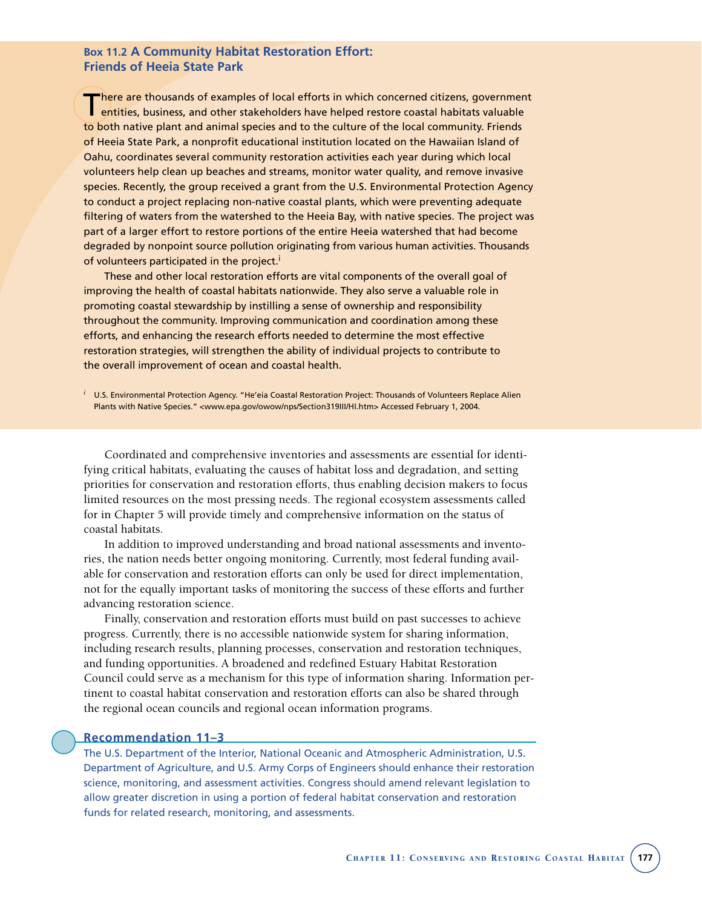### Box 11.2 A Community Habitat Restoration Effort: Friends of Heeia State Park

There are thousands of examples of local efforts in which concerned citizens, government entities, business, and other stakeholders have helped restore coastal habitats valuable to both native plant and animal species and to the culture of the local community. Friends of Heeia State Park, a nonprofit educational institution located on the Hawaiian Island of Oahu, coordinates several community restoration activities each year during which local volunteers help clean up beaches and streams, monitor water quality, and remove invasive species. Recently, the group received a grant from the U.S. Environmental Protection Agency to conduct a project replacing non-native coastal plants, which were preventing adequate filtering of waters from the watershed to the Heeia Bay, with native species. The project was part of a larger effort to restore portions of the entire Heeia watershed that had become degraded by nonpoint source pollution originating from various human activities. Thousands of volunteers participated in the project.[i]

These and other local restoration efforts are vital components of the overall goal of improving the health of coastal habitats nationwide. They also serve a valuable role in promoting coastal stewardship by instilling a sense of ownership and responsibility throughout the community. Improving communication and coordination among these efforts, and enhancing the research efforts needed to determine the most effective restoration strategies, will strengthen the ability of individual projects to contribute to the overall improvement of ocean and coastal health.

[i] U.S. Environmental Protection Agency. "He'eia Coastal Restoration Project: Thousands of Volunteers Replace Alien Plants with Native Species." <www.epa.gov/owow/nps/Section319III/HI.htm> Accessed February 1, 2004.

Coordinated and comprehensive inventories and assessments are essential for identifying critical habitats, evaluating the causes of habitat loss and degradation, and setting priorities for conservation and restoration efforts, thus enabling decision makers to focus limited resources on the most pressing needs. The regional ecosystem assessments called for in Chapter 5 will provide timely and comprehensive information on the status of coastal habitats.

In addition to improved understanding and broad national assessments and inventories, the nation needs better ongoing monitoring. Currently, most federal funding available for conservation and restoration efforts can only be used for direct implementation, not for the equally important tasks of monitoring the success of these efforts and further advancing restoration science.

Finally, conservation and restoration efforts must build on past successes to achieve progress. Currently, there is no accessible nationwide system for sharing information, including research results, planning processes, conservation and restoration techniques, and funding opportunities. A broadened and redefined Estuary Habitat Restoration Council could serve as a mechanism for this type of information sharing. Information pertinent to coastal habitat conservation and restoration efforts can also be shared through the regional ocean councils and regional ocean information programs.

#### Recommendation 11–3

The U.S. Department of the Interior, National Oceanic and Atmospheric Administration, U.S. Department of Agriculture, and U.S. Army Corps of Engineers should enhance their restoration science, monitoring, and assessment activities. Congress should amend relevant legislation to allow greater discretion in using a portion of federal habitat conservation and restoration funds for related research, monitoring, and assessments.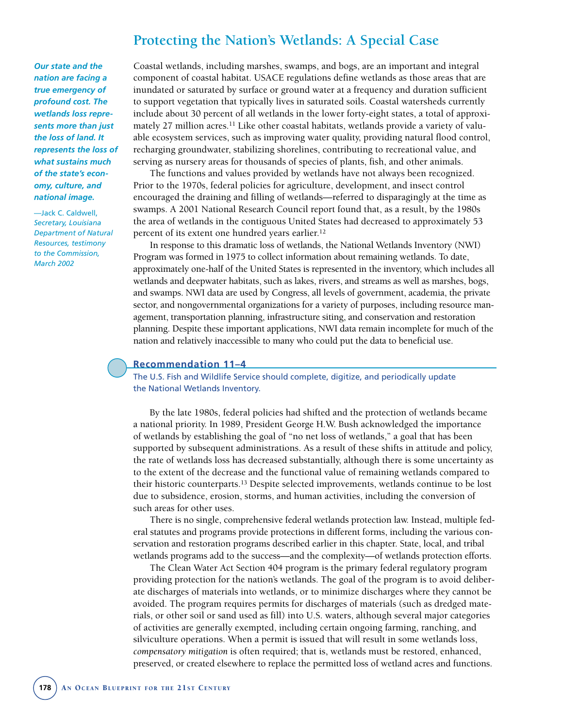## Protecting the Nation's Wetlands: A Special Case

> ***Our state and the nation are facing a true emergency of profound cost. The wetlands loss represents more than just the loss of land. It represents the loss of what sustains much of the state's economy, culture, and national image.***
>
> *—Jack C. Caldwell, Secretary, Louisiana Department of Natural Resources, testimony to the Commission, March 2002*

Coastal wetlands, including marshes, swamps, and bogs, are an important and integral component of coastal habitat. USACE regulations define wetlands as those areas that are inundated or saturated by surface or ground water at a frequency and duration sufficient to support vegetation that typically lives in saturated soils. Coastal watersheds currently include about 30 percent of all wetlands in the lower forty-eight states, a total of approximately 27 million acres.[11] Like other coastal habitats, wetlands provide a variety of valuable ecosystem services, such as improving water quality, providing natural flood control, recharging groundwater, stabilizing shorelines, contributing to recreational value, and serving as nursery areas for thousands of species of plants, fish, and other animals.

The functions and values provided by wetlands have not always been recognized. Prior to the 1970s, federal policies for agriculture, development, and insect control encouraged the draining and filling of wetlands—referred to disparagingly at the time as swamps. A 2001 National Research Council report found that, as a result, by the 1980s the area of wetlands in the contiguous United States had decreased to approximately 53 percent of its extent one hundred years earlier.[12]

In response to this dramatic loss of wetlands, the National Wetlands Inventory (NWI) Program was formed in 1975 to collect information about remaining wetlands. To date, approximately one-half of the United States is represented in the inventory, which includes all wetlands and deepwater habitats, such as lakes, rivers, and streams as well as marshes, bogs, and swamps. NWI data are used by Congress, all levels of government, academia, the private sector, and nongovernmental organizations for a variety of purposes, including resource management, transportation planning, infrastructure siting, and conservation and restoration planning. Despite these important applications, NWI data remain incomplete for much of the nation and relatively inaccessible to many who could put the data to beneficial use.

### Recommendation 11–4

The U.S. Fish and Wildlife Service should complete, digitize, and periodically update the National Wetlands Inventory.

By the late 1980s, federal policies had shifted and the protection of wetlands became a national priority. In 1989, President George H.W. Bush acknowledged the importance of wetlands by establishing the goal of "no net loss of wetlands," a goal that has been supported by subsequent administrations. As a result of these shifts in attitude and policy, the rate of wetlands loss has decreased substantially, although there is some uncertainty as to the extent of the decrease and the functional value of remaining wetlands compared to their historic counterparts.[13] Despite selected improvements, wetlands continue to be lost due to subsidence, erosion, storms, and human activities, including the conversion of such areas for other uses.

There is no single, comprehensive federal wetlands protection law. Instead, multiple federal statutes and programs provide protections in different forms, including the various conservation and restoration programs described earlier in this chapter. State, local, and tribal wetlands programs add to the success—and the complexity—of wetlands protection efforts.

The Clean Water Act Section 404 program is the primary federal regulatory program providing protection for the nation's wetlands. The goal of the program is to avoid deliberate discharges of materials into wetlands, or to minimize discharges where they cannot be avoided. The program requires permits for discharges of materials (such as dredged materials, or other soil or sand used as fill) into U.S. waters, although several major categories of activities are generally exempted, including certain ongoing farming, ranching, and silviculture operations. When a permit is issued that will result in some wetlands loss, *compensatory mitigation* is often required; that is, wetlands must be restored, enhanced, preserved, or created elsewhere to replace the permitted loss of wetland acres and functions.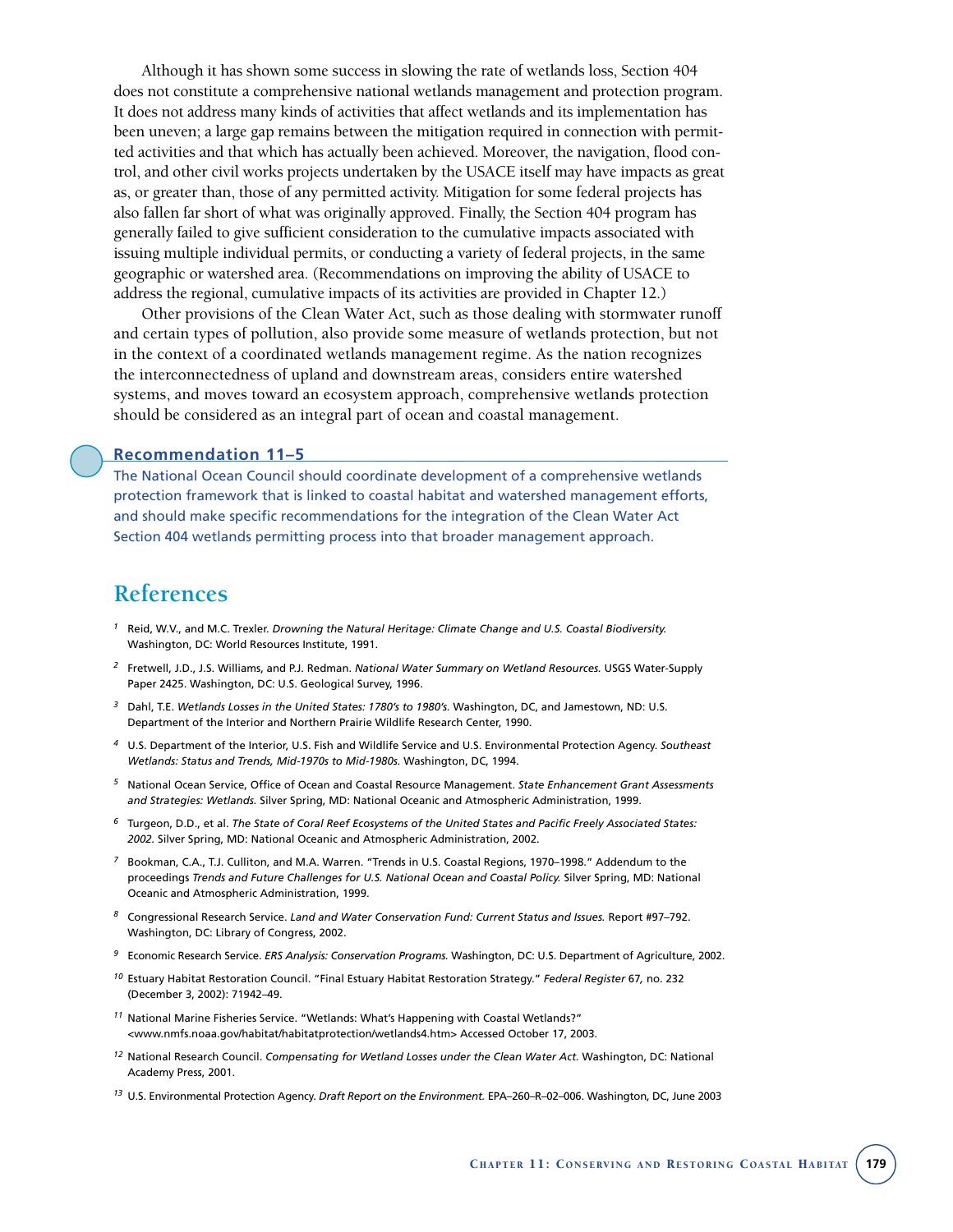Although it has shown some success in slowing the rate of wetlands loss, Section 404 does not constitute a comprehensive national wetlands management and protection program. It does not address many kinds of activities that affect wetlands and its implementation has been uneven; a large gap remains between the mitigation required in connection with permitted activities and that which has actually been achieved. Moreover, the navigation, flood control, and other civil works projects undertaken by the USACE itself may have impacts as great as, or greater than, those of any permitted activity. Mitigation for some federal projects has also fallen far short of what was originally approved. Finally, the Section 404 program has generally failed to give sufficient consideration to the cumulative impacts associated with issuing multiple individual permits, or conducting a variety of federal projects, in the same geographic or watershed area. (Recommendations on improving the ability of USACE to address the regional, cumulative impacts of its activities are provided in Chapter 12.)

Other provisions of the Clean Water Act, such as those dealing with stormwater runoff and certain types of pollution, also provide some measure of wetlands protection, but not in the context of a coordinated wetlands management regime. As the nation recognizes the interconnectedness of upland and downstream areas, considers entire watershed systems, and moves toward an ecosystem approach, comprehensive wetlands protection should be considered as an integral part of ocean and coastal management.

### Recommendation 11–5

The National Ocean Council should coordinate development of a comprehensive wetlands protection framework that is linked to coastal habitat and watershed management efforts, and should make specific recommendations for the integration of the Clean Water Act Section 404 wetlands permitting process into that broader management approach.

## References

[1] Reid, W.V., and M.C. Trexler. *Drowning the Natural Heritage: Climate Change and U.S. Coastal Biodiversity.* Washington, DC: World Resources Institute, 1991.

[2] Fretwell, J.D., J.S. Williams, and P.J. Redman. *National Water Summary on Wetland Resources.* USGS Water-Supply Paper 2425. Washington, DC: U.S. Geological Survey, 1996.

[3] Dahl, T.E. *Wetlands Losses in the United States: 1780's to 1980's.* Washington, DC, and Jamestown, ND: U.S. Department of the Interior and Northern Prairie Wildlife Research Center, 1990.

[4] U.S. Department of the Interior, U.S. Fish and Wildlife Service and U.S. Environmental Protection Agency. *Southeast Wetlands: Status and Trends, Mid-1970s to Mid-1980s.* Washington, DC, 1994.

[5] National Ocean Service, Office of Ocean and Coastal Resource Management. *State Enhancement Grant Assessments and Strategies: Wetlands.* Silver Spring, MD: National Oceanic and Atmospheric Administration, 1999.

[6] Turgeon, D.D., et al. *The State of Coral Reef Ecosystems of the United States and Pacific Freely Associated States: 2002.* Silver Spring, MD: National Oceanic and Atmospheric Administration, 2002.

[7] Bookman, C.A., T.J. Culliton, and M.A. Warren. "Trends in U.S. Coastal Regions, 1970–1998." Addendum to the proceedings *Trends and Future Challenges for U.S. National Ocean and Coastal Policy.* Silver Spring, MD: National Oceanic and Atmospheric Administration, 1999.

[8] Congressional Research Service. *Land and Water Conservation Fund: Current Status and Issues.* Report #97–792. Washington, DC: Library of Congress, 2002.

[9] Economic Research Service. *ERS Analysis: Conservation Programs.* Washington, DC: U.S. Department of Agriculture, 2002.

[10] Estuary Habitat Restoration Council. "Final Estuary Habitat Restoration Strategy." *Federal Register* 67, no. 232 (December 3, 2002): 71942–49.

[11] National Marine Fisheries Service. "Wetlands: What's Happening with Coastal Wetlands?" <www.nmfs.noaa.gov/habitat/habitatprotection/wetlands4.htm> Accessed October 17, 2003.

[12] National Research Council. *Compensating for Wetland Losses under the Clean Water Act.* Washington, DC: National Academy Press, 2001.

[13] U.S. Environmental Protection Agency. *Draft Report on the Environment.* EPA–260–R–02–006. Washington, DC, June 2003